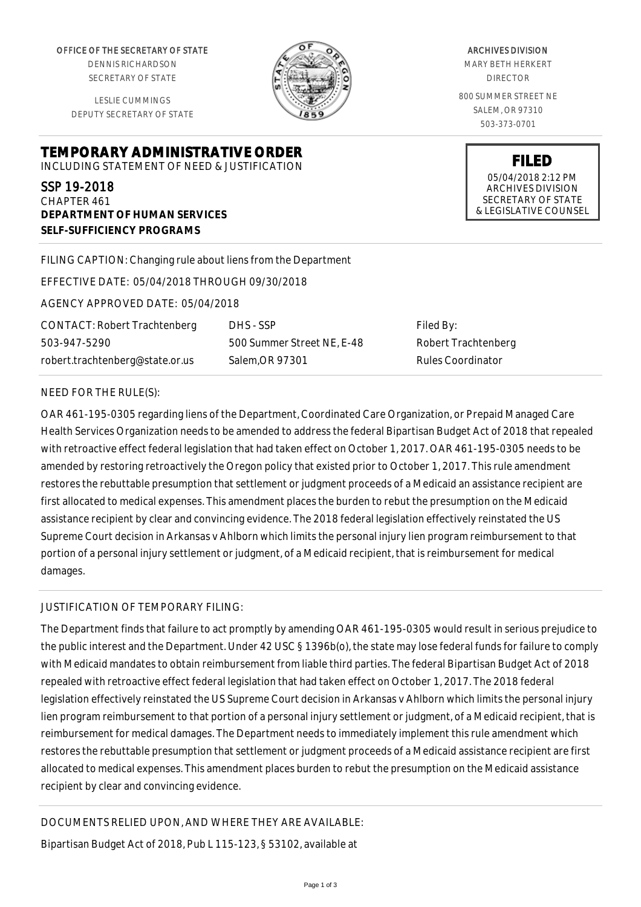OFFICE OF THE SECRETARY OF STATE
DENNIS RICHARDSON
SECRETARY OF STATE

LESLIE CUMMINGS
DEPUTY SECRETARY OF STATE

ARCHIVES DIVISION
MARY BETH HERKERT
DIRECTOR

800 SUMMER STREET NE
SALEM, OR 97310
503-373-0701

# TEMPORARY ADMINISTRATIVE ORDER

INCLUDING STATEMENT OF NEED & JUSTIFICATION

**FILED**
05/04/2018 2:12 PM
ARCHIVES DIVISION
SECRETARY OF STATE
& LEGISLATIVE COUNSEL

SSP 19-2018
CHAPTER 461
**DEPARTMENT OF HUMAN SERVICES**
**SELF-SUFFICIENCY PROGRAMS**

FILING CAPTION: Changing rule about liens from the Department

EFFECTIVE DATE: 05/04/2018 THROUGH 09/30/2018

AGENCY APPROVED DATE: 05/04/2018

| CONTACT: Robert Trachtenberg | DHS - SSP | Filed By: |
|---|---|---|
| 503-947-5290 | 500 Summer Street NE, E-48 | Robert Trachtenberg |
| robert.trachtenberg@state.or.us | Salem,OR 97301 | Rules Coordinator |

NEED FOR THE RULE(S):

OAR 461-195-0305 regarding liens of the Department, Coordinated Care Organization, or Prepaid Managed Care Health Services Organization needs to be amended to address the federal Bipartisan Budget Act of 2018 that repealed with retroactive effect federal legislation that had taken effect on October 1, 2017. OAR 461-195-0305 needs to be amended by restoring retroactively the Oregon policy that existed prior to October 1, 2017. This rule amendment restores the rebuttable presumption that settlement or judgment proceeds of a Medicaid an assistance recipient are first allocated to medical expenses. This amendment places the burden to rebut the presumption on the Medicaid assistance recipient by clear and convincing evidence. The 2018 federal legislation effectively reinstated the US Supreme Court decision in Arkansas v Ahlborn which limits the personal injury lien program reimbursement to that portion of a personal injury settlement or judgment, of a Medicaid recipient, that is reimbursement for medical damages.

JUSTIFICATION OF TEMPORARY FILING:

The Department finds that failure to act promptly by amending OAR 461-195-0305 would result in serious prejudice to the public interest and the Department. Under 42 USC § 1396b(o), the state may lose federal funds for failure to comply with Medicaid mandates to obtain reimbursement from liable third parties. The federal Bipartisan Budget Act of 2018 repealed with retroactive effect federal legislation that had taken effect on October 1, 2017. The 2018 federal legislation effectively reinstated the US Supreme Court decision in Arkansas v Ahlborn which limits the personal injury lien program reimbursement to that portion of a personal injury settlement or judgment, of a Medicaid recipient, that is reimbursement for medical damages. The Department needs to immediately implement this rule amendment which restores the rebuttable presumption that settlement or judgment proceeds of a Medicaid assistance recipient are first allocated to medical expenses. This amendment places burden to rebut the presumption on the Medicaid assistance recipient by clear and convincing evidence.

DOCUMENTS RELIED UPON, AND WHERE THEY ARE AVAILABLE:

Bipartisan Budget Act of 2018, Pub L 115-123, § 53102, available at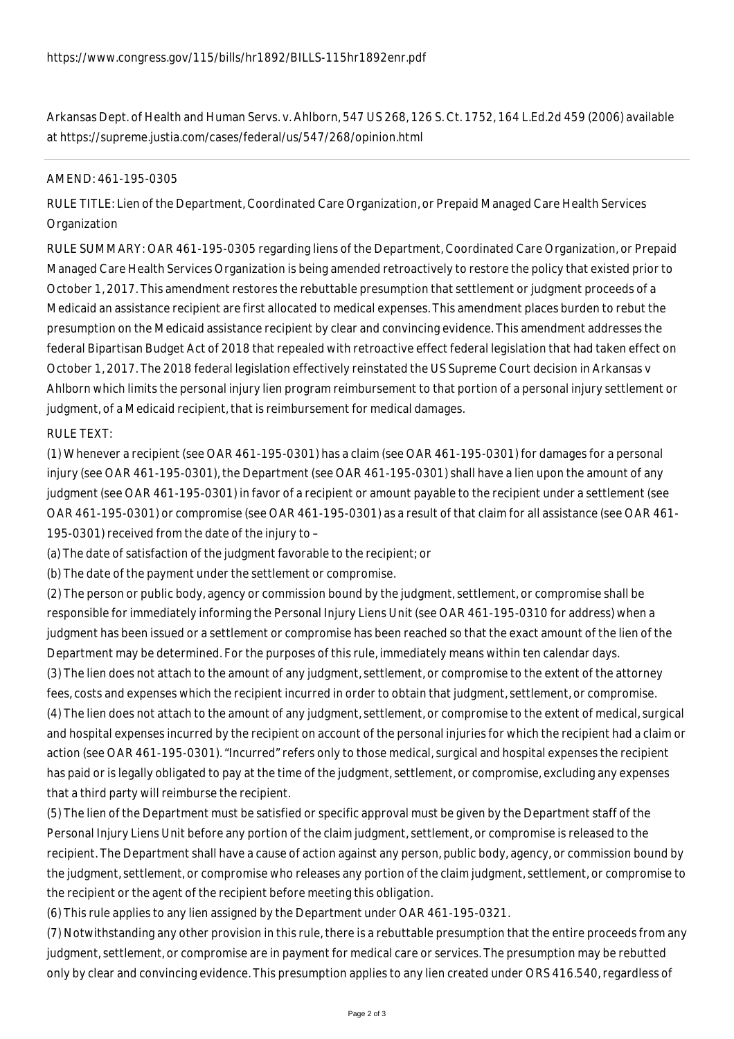https://www.congress.gov/115/bills/hr1892/BILLS-115hr1892enr.pdf

Arkansas Dept. of Health and Human Servs. v. Ahlborn, 547 US 268, 126 S. Ct. 1752, 164 L.Ed.2d 459 (2006) available at https://supreme.justia.com/cases/federal/us/547/268/opinion.html

---

AMEND: 461-195-0305

RULE TITLE: Lien of the Department, Coordinated Care Organization, or Prepaid Managed Care Health Services Organization

RULE SUMMARY: OAR 461-195-0305 regarding liens of the Department, Coordinated Care Organization, or Prepaid Managed Care Health Services Organization is being amended retroactively to restore the policy that existed prior to October 1, 2017. This amendment restores the rebuttable presumption that settlement or judgment proceeds of a Medicaid an assistance recipient are first allocated to medical expenses. This amendment places burden to rebut the presumption on the Medicaid assistance recipient by clear and convincing evidence. This amendment addresses the federal Bipartisan Budget Act of 2018 that repealed with retroactive effect federal legislation that had taken effect on October 1, 2017. The 2018 federal legislation effectively reinstated the US Supreme Court decision in Arkansas v Ahlborn which limits the personal injury lien program reimbursement to that portion of a personal injury settlement or judgment, of a Medicaid recipient, that is reimbursement for medical damages.

RULE TEXT:

(1) Whenever a recipient (see OAR 461-195-0301) has a claim (see OAR 461-195-0301) for damages for a personal injury (see OAR 461-195-0301), the Department (see OAR 461-195-0301) shall have a lien upon the amount of any judgment (see OAR 461-195-0301) in favor of a recipient or amount payable to the recipient under a settlement (see OAR 461-195-0301) or compromise (see OAR 461-195-0301) as a result of that claim for all assistance (see OAR 461-195-0301) received from the date of the injury to –

(a) The date of satisfaction of the judgment favorable to the recipient; or

(b) The date of the payment under the settlement or compromise.

(2) The person or public body, agency or commission bound by the judgment, settlement, or compromise shall be responsible for immediately informing the Personal Injury Liens Unit (see OAR 461-195-0310 for address) when a judgment has been issued or a settlement or compromise has been reached so that the exact amount of the lien of the Department may be determined. For the purposes of this rule, immediately means within ten calendar days.

(3) The lien does not attach to the amount of any judgment, settlement, or compromise to the extent of the attorney fees, costs and expenses which the recipient incurred in order to obtain that judgment, settlement, or compromise.

(4) The lien does not attach to the amount of any judgment, settlement, or compromise to the extent of medical, surgical and hospital expenses incurred by the recipient on account of the personal injuries for which the recipient had a claim or action (see OAR 461-195-0301). "Incurred" refers only to those medical, surgical and hospital expenses the recipient has paid or is legally obligated to pay at the time of the judgment, settlement, or compromise, excluding any expenses that a third party will reimburse the recipient.

(5) The lien of the Department must be satisfied or specific approval must be given by the Department staff of the Personal Injury Liens Unit before any portion of the claim judgment, settlement, or compromise is released to the recipient. The Department shall have a cause of action against any person, public body, agency, or commission bound by the judgment, settlement, or compromise who releases any portion of the claim judgment, settlement, or compromise to the recipient or the agent of the recipient before meeting this obligation.

(6) This rule applies to any lien assigned by the Department under OAR 461-195-0321.

(7) Notwithstanding any other provision in this rule, there is a rebuttable presumption that the entire proceeds from any judgment, settlement, or compromise are in payment for medical care or services. The presumption may be rebutted only by clear and convincing evidence. This presumption applies to any lien created under ORS 416.540, regardless of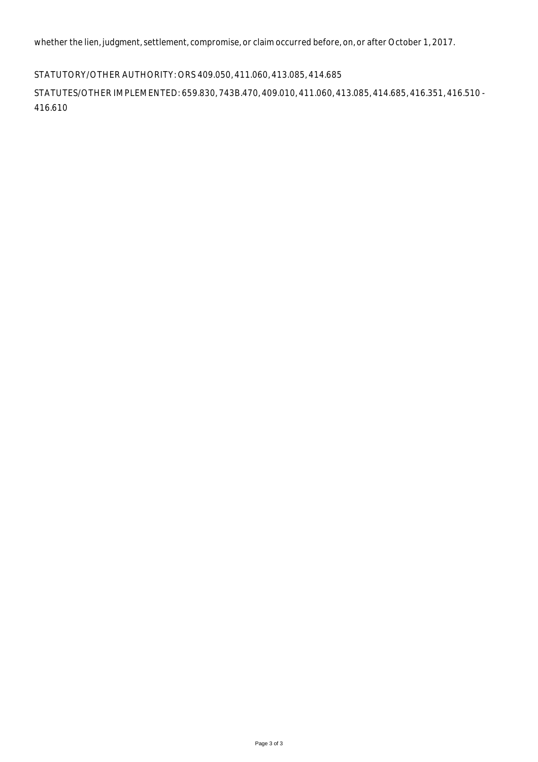whether the lien, judgment, settlement, compromise, or claim occurred before, on, or after October 1, 2017.

STATUTORY/OTHER AUTHORITY: ORS 409.050, 411.060, 413.085, 414.685

STATUTES/OTHER IMPLEMENTED: 659.830, 743B.470, 409.010, 411.060, 413.085, 414.685, 416.351, 416.510 - 416.610